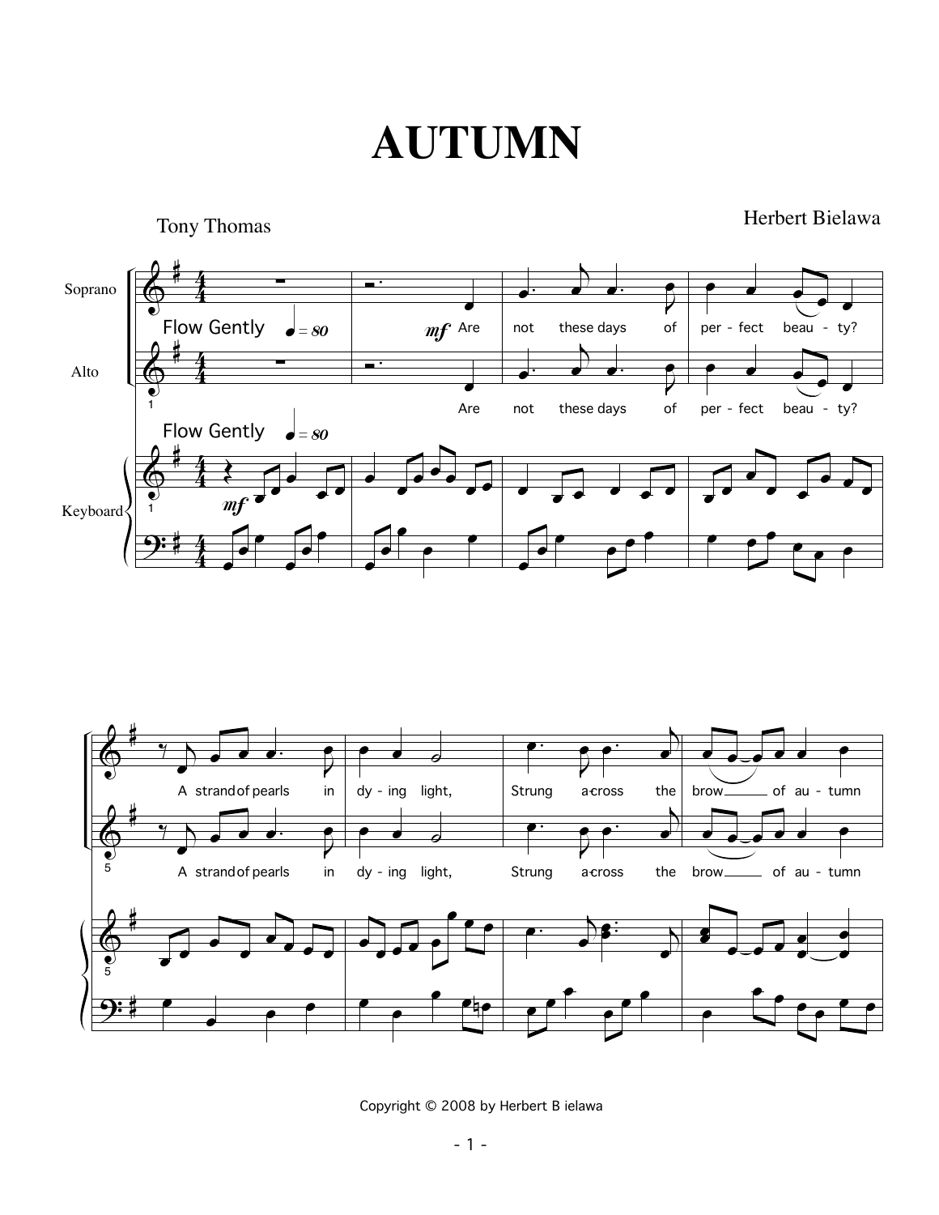# AUTUMN

Tony Thomas

Herbert Bielawa

Copyright © 2008 by Herbert B ielawa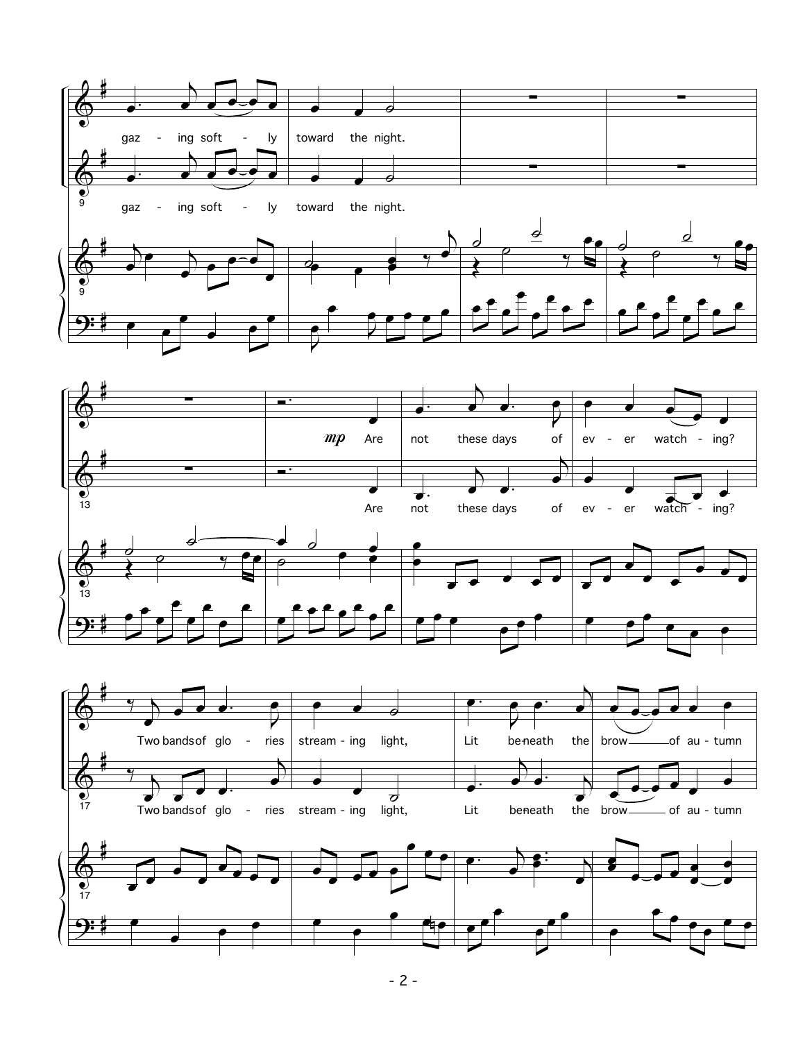gaz - ing soft - ly toward the night.

gaz - ing soft - ly toward the night.

*mp* Are not these days of ev - er watch - ing?

Are not these days of ev - er watch - ing?

Two bands of glo - ries stream - ing light, Lit be-neath the brow of au - tumn

Two bands of glo - ries stream - ing light, Lit be-neath the brow of au - tumn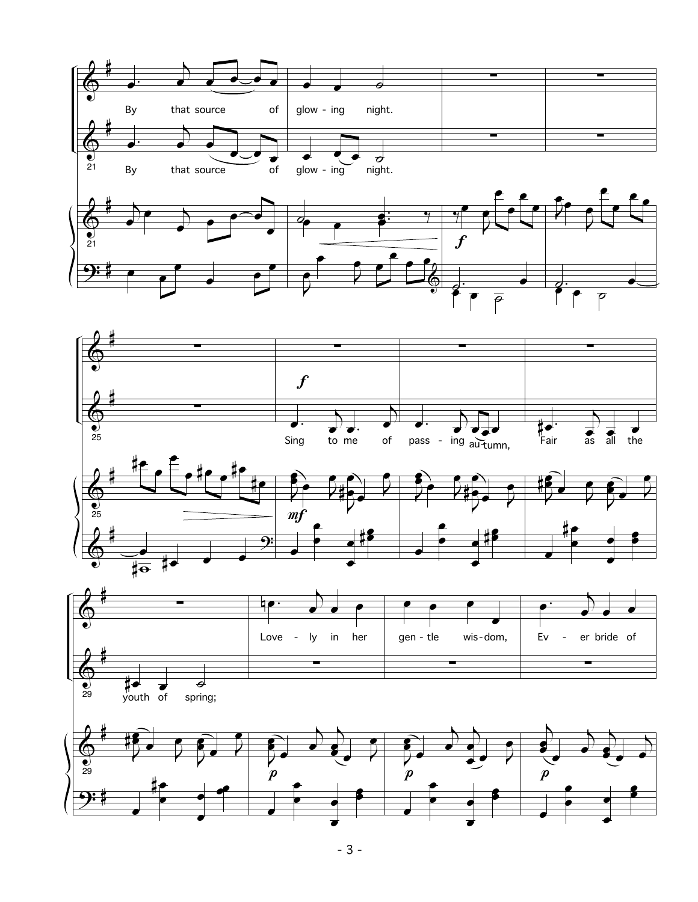By that source of glow - ing night.

Sing to me of pass - ing au - tumn, Fair as all the youth of spring;

Love - ly in her gen - tle wis - dom, Ev - er bride of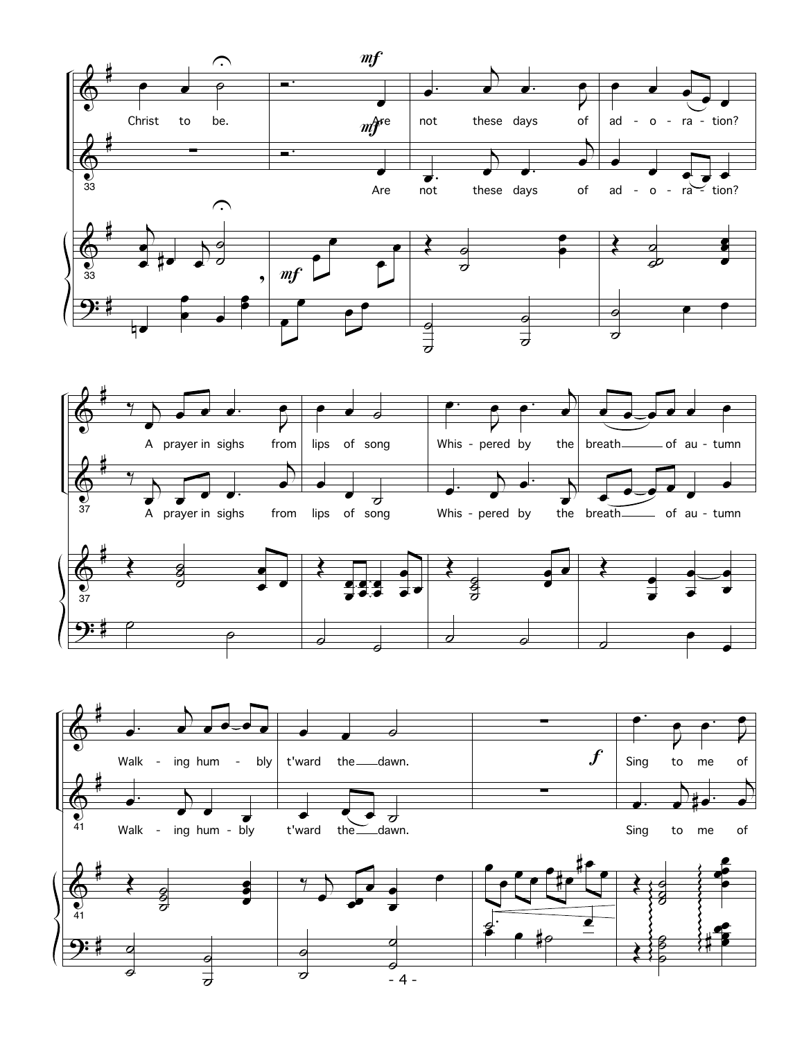Christ to be.

Are not these days of ad - o - ra - tion?

A prayer in sighs from lips of song

Whis - pered by the breath of au - tumn

Walk - ing hum - bly t'ward the dawn.

Sing to me of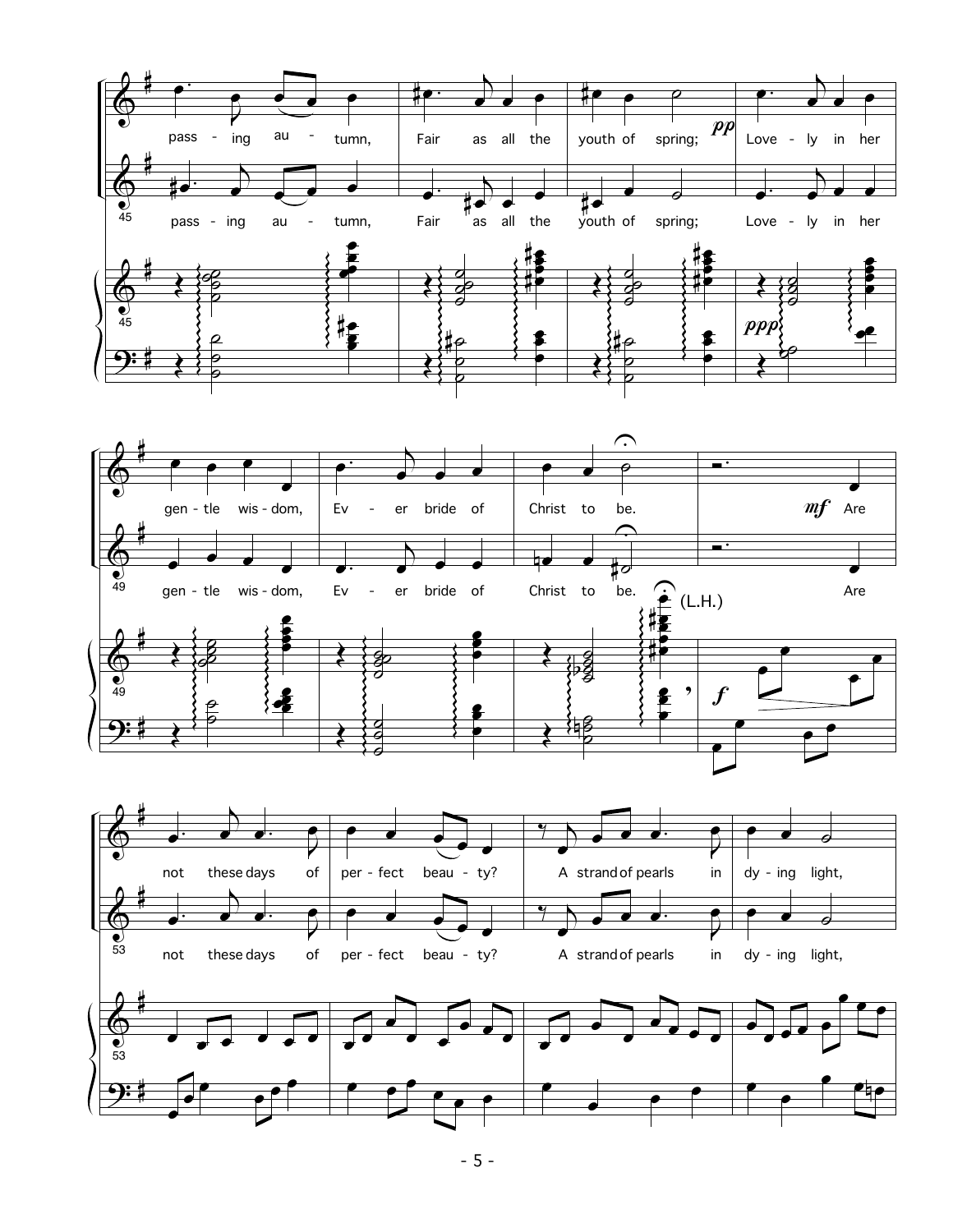passing autumn, Fair as all the youth of spring; *pp* Lovely in her gentle wisdom, Ever bride of Christ to be. *mf* Are not these days of perfect beauty? A strand of pearls in dying light,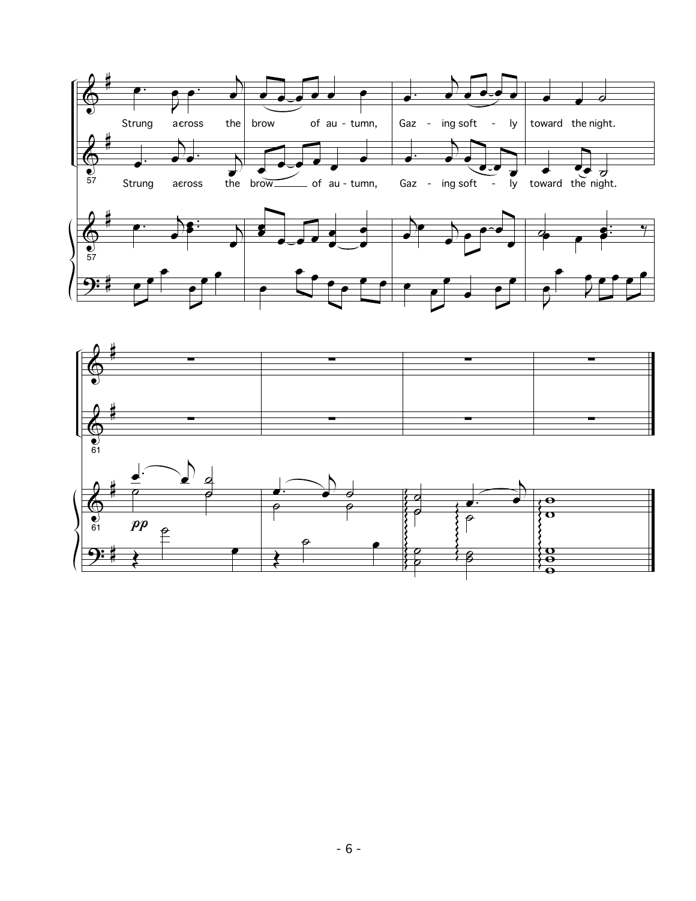Strung across the brow of au - tumn, Gaz - ing soft - ly toward the night.

Strung across the brow of au - tumn, Gaz - ing soft - ly toward the night.

*pp*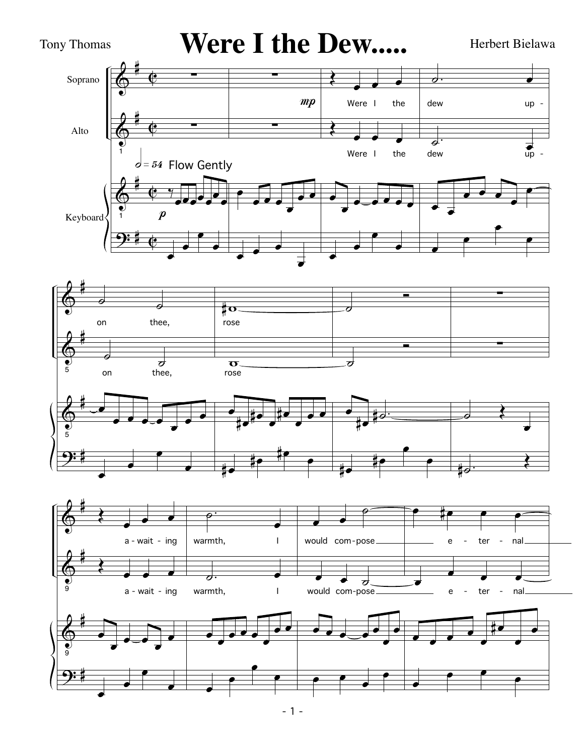# Were I the Dew.....

Tony Thomas

Herbert Bielawa

Soprano, Alto, Keyboard

𝅗𝅥 = 54 Flow Gently

Were I the dew upon thee, rose awaiting warmth, I would compose eternal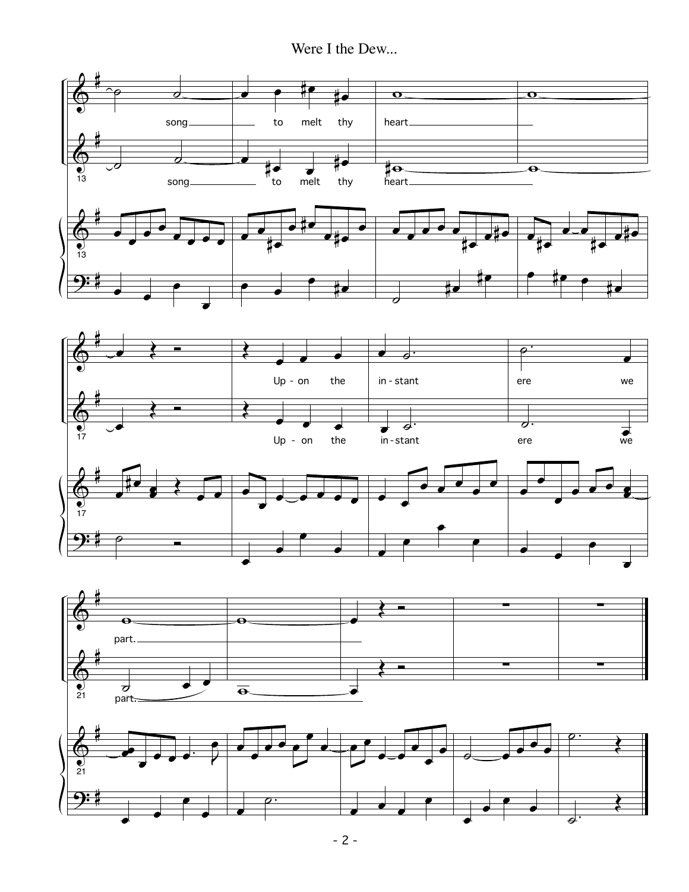Were I the Dew...

song to melt thy heart

song to melt thy heart

Up - on the in - stant ere we

Up - on the in - stant ere we

part.

part.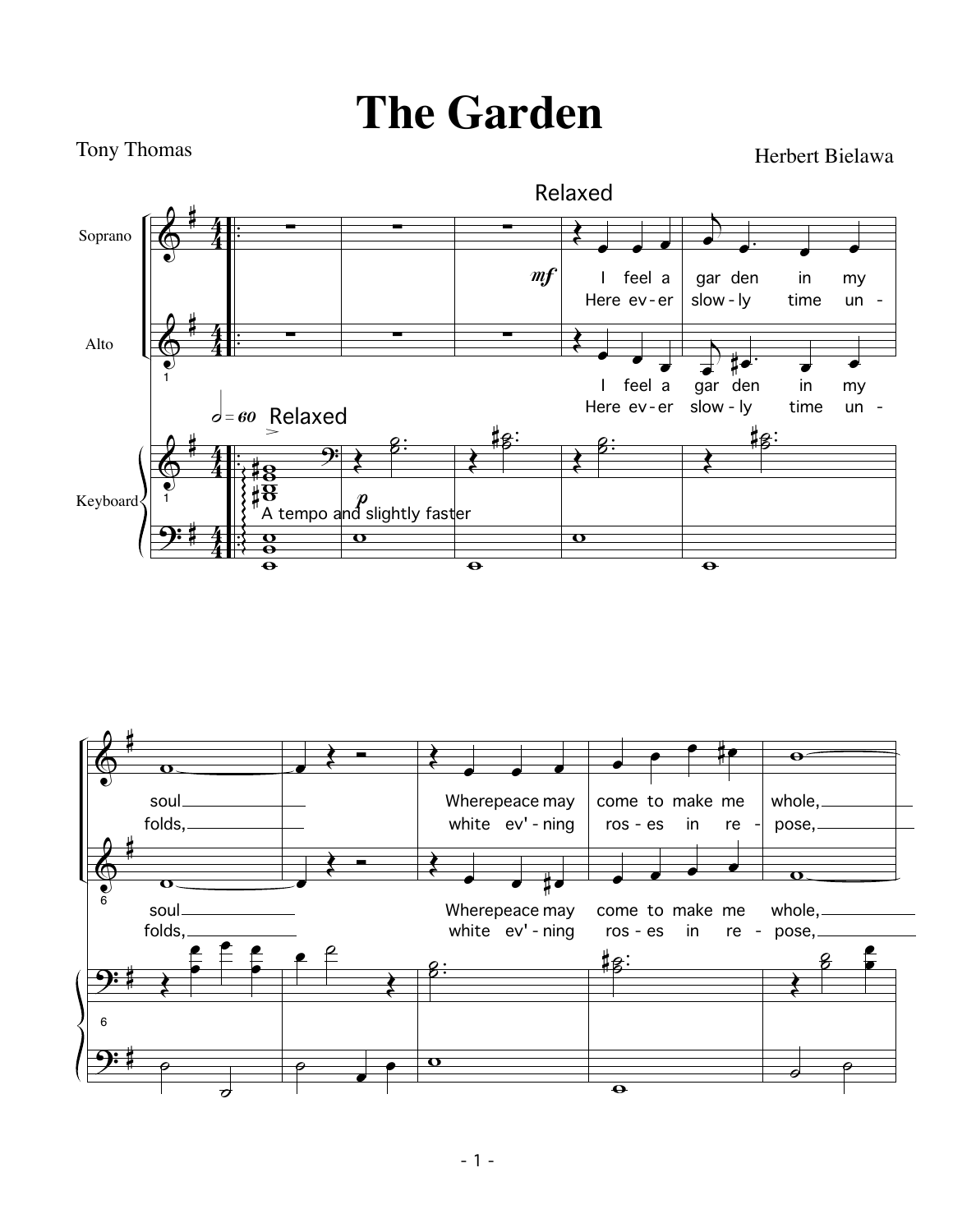# The Garden

Tony Thomas

Herbert Bielawa

Relaxed

Soprano

Alto

Keyboard

𝅗𝅥 = 60 Relaxed

*mf*

*p*

A tempo and slightly faster

I feel a garden in my soul
Where peace may come to make me whole,

Here ever slowly time unfolds,
white ev'ning roses in repose,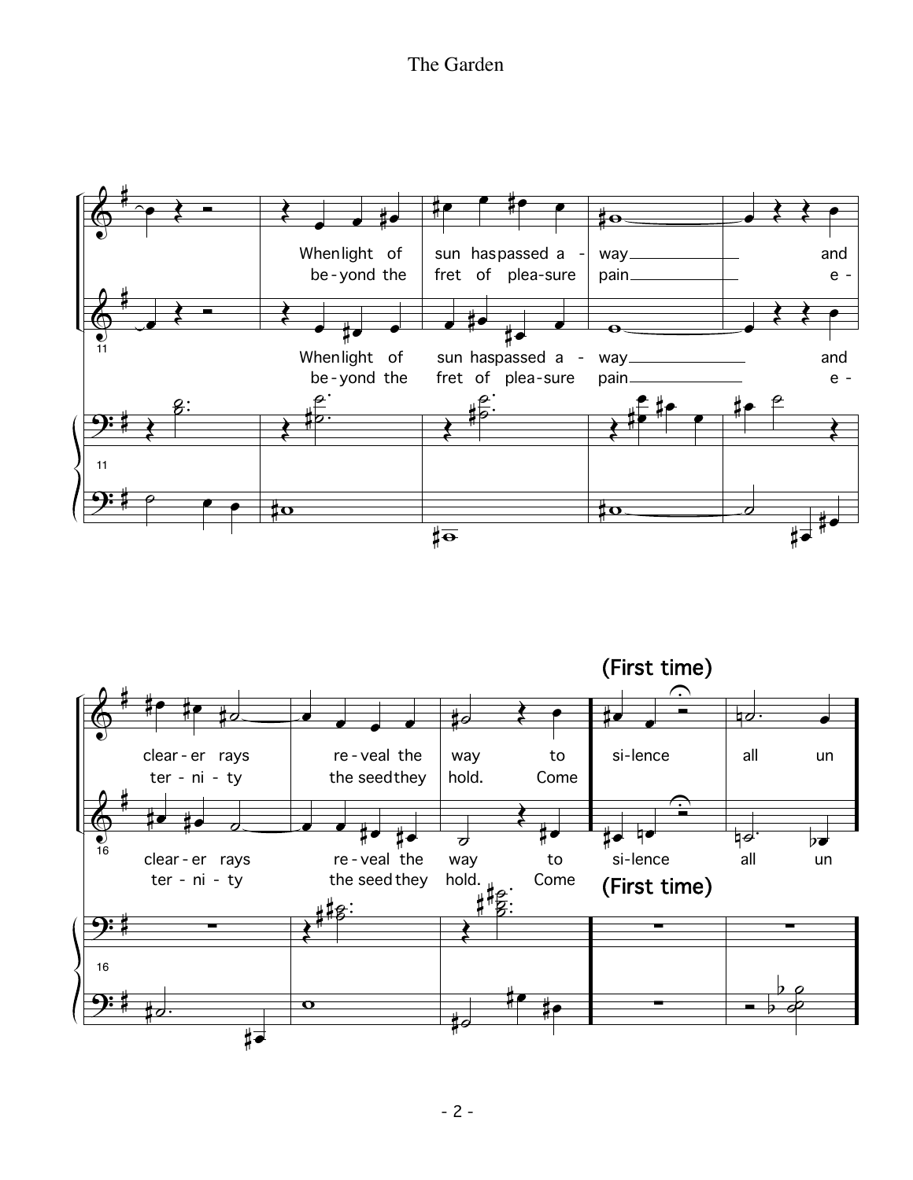When light of sun has passed a - way ___ and
be - yond the fret of plea - sure pain ___ e -

When light of sun has passed a - way ___ and
be - yond the fret of plea - sure pain ___ e -

clear - er rays re - veal the way to
ter - ni - ty the seed they hold. Come

**(First time)**

si - lence all un

clear - er rays re - veal the way to si - lence all un
ter - ni - ty the seed they hold. Come

**(First time)**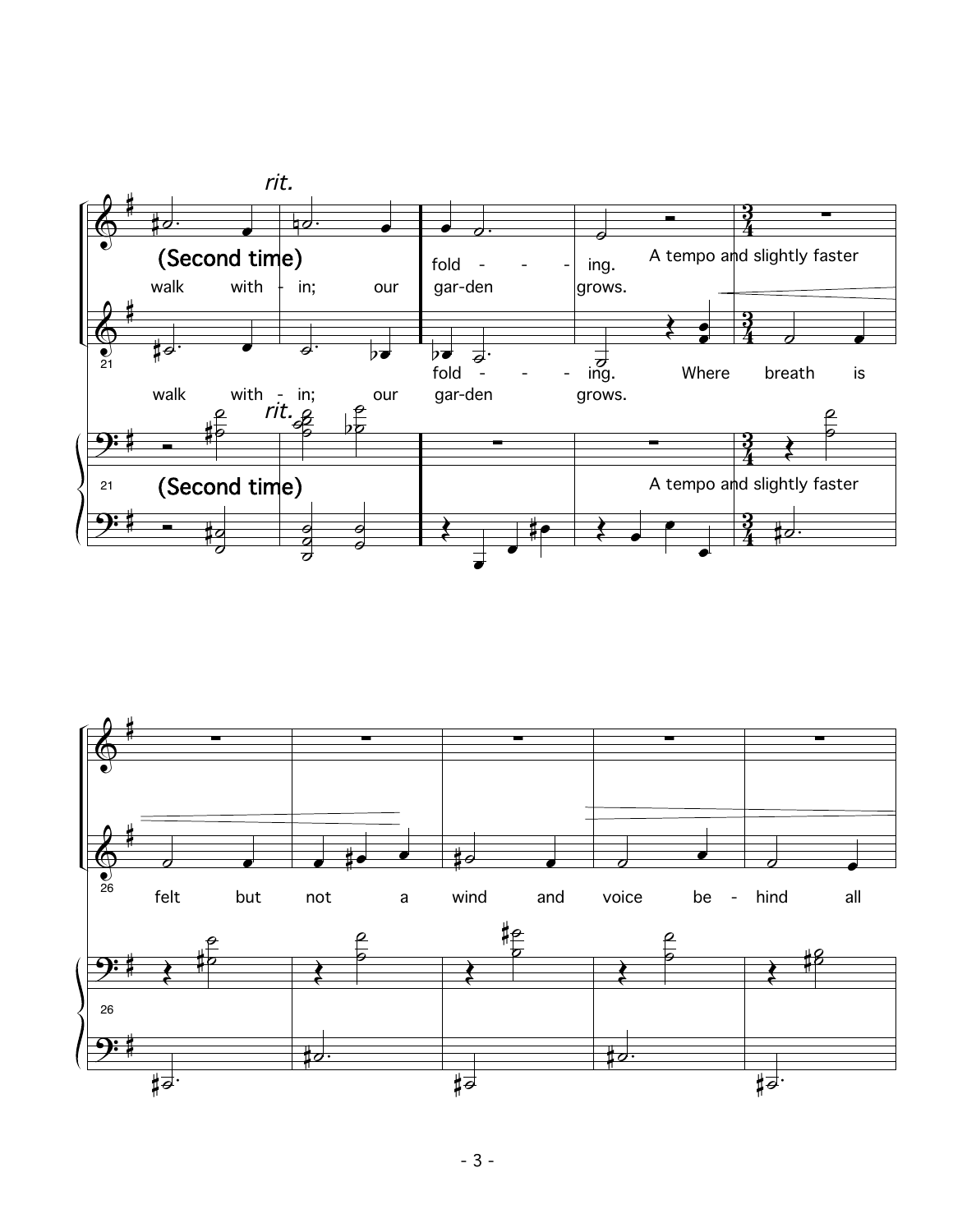*rit.*

(Second time)

walk with - in; our gar-den grows.

fold - - - ing.

Where breath is

A tempo and slightly faster

felt but not a wind and voice be - hind all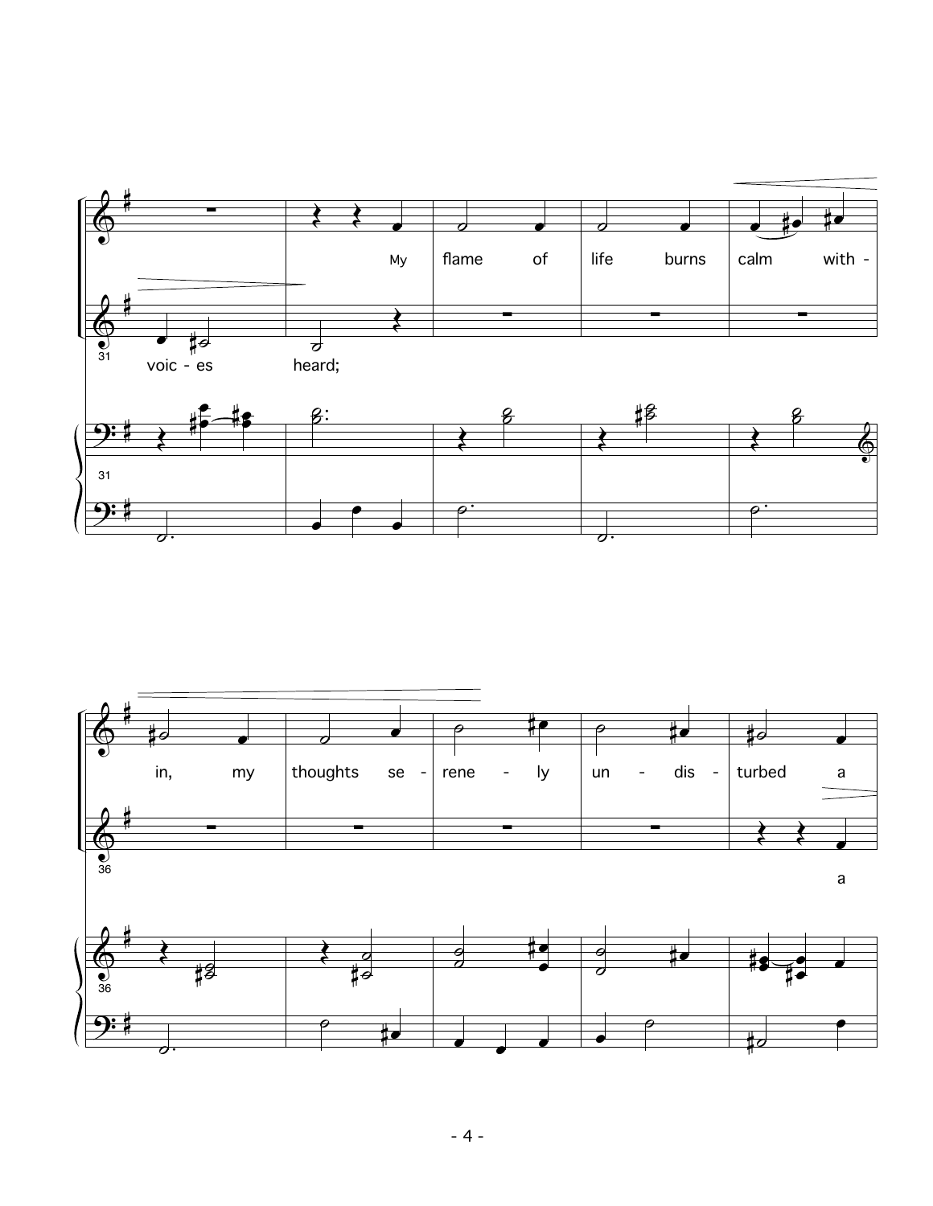My flame of life burns calm with - in, my thoughts se - rene - ly un - dis - turbed a

voic - es heard;

a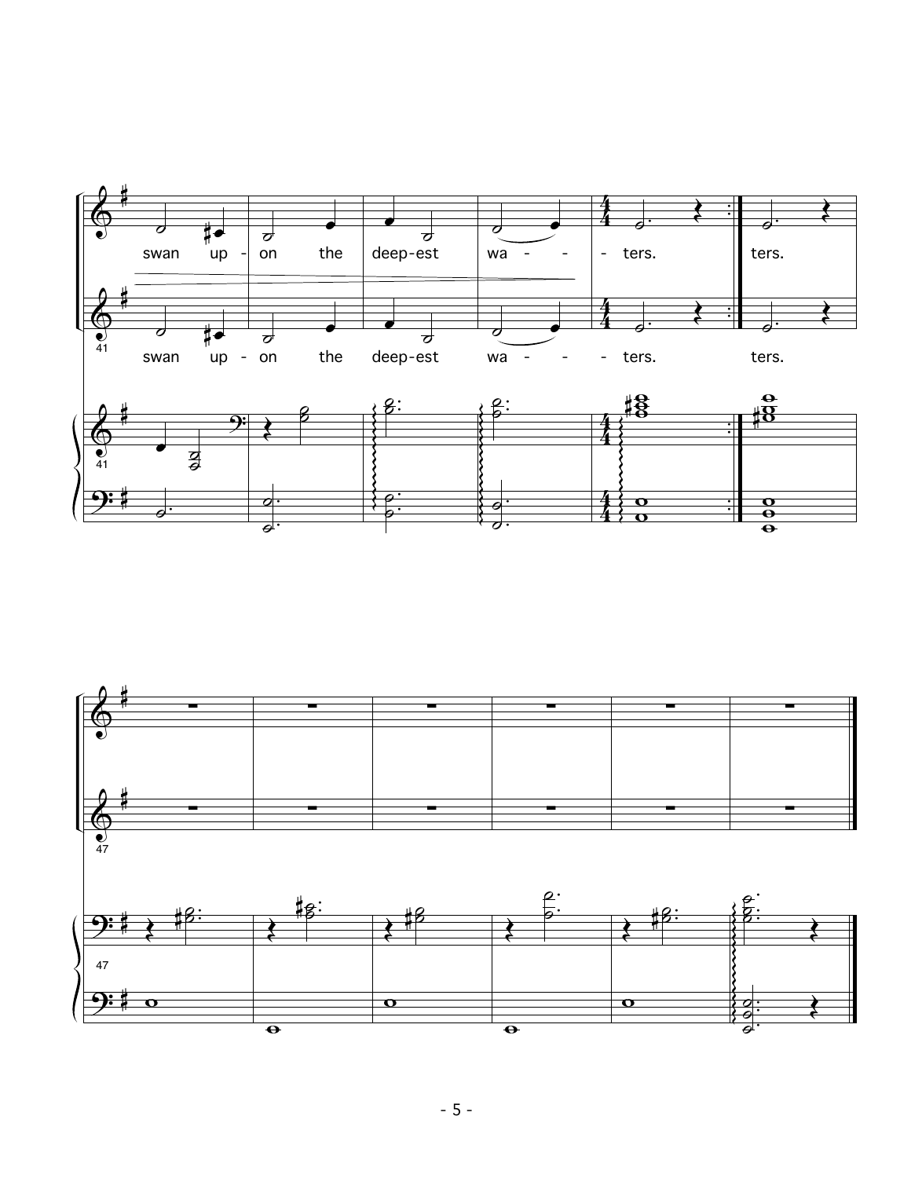swan up - on the deep-est wa - - - ters. ters.

swan up - on the deep-est wa - - - ters. ters.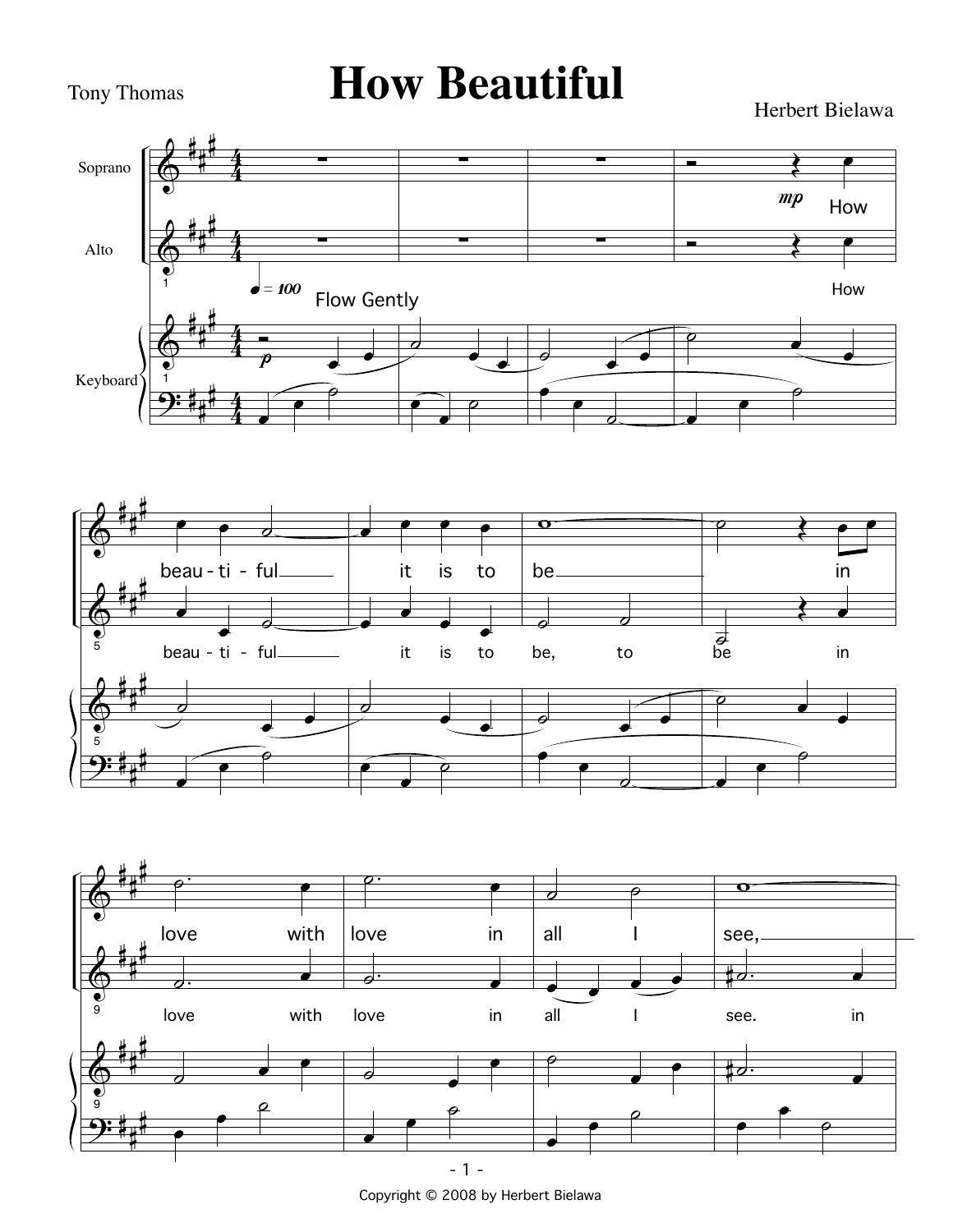# How Beautiful

Tony Thomas

Herbert Bielawa

Copyright © 2008 by Herbert Bielawa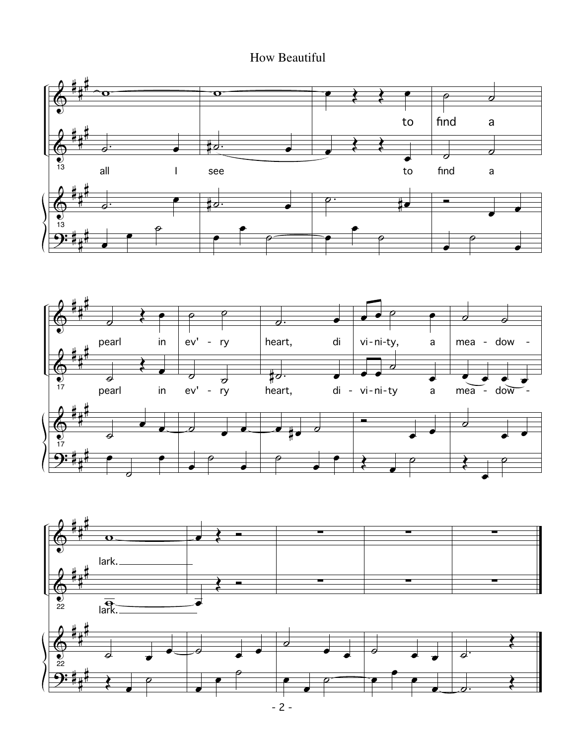How Beautiful

all I see to find a pearl in ev' - ry heart, di vi-ni-ty, a mea - dow - lark.

all I see to find a pearl in ev' - ry heart, di - vi-ni-ty a mea - dow - lark.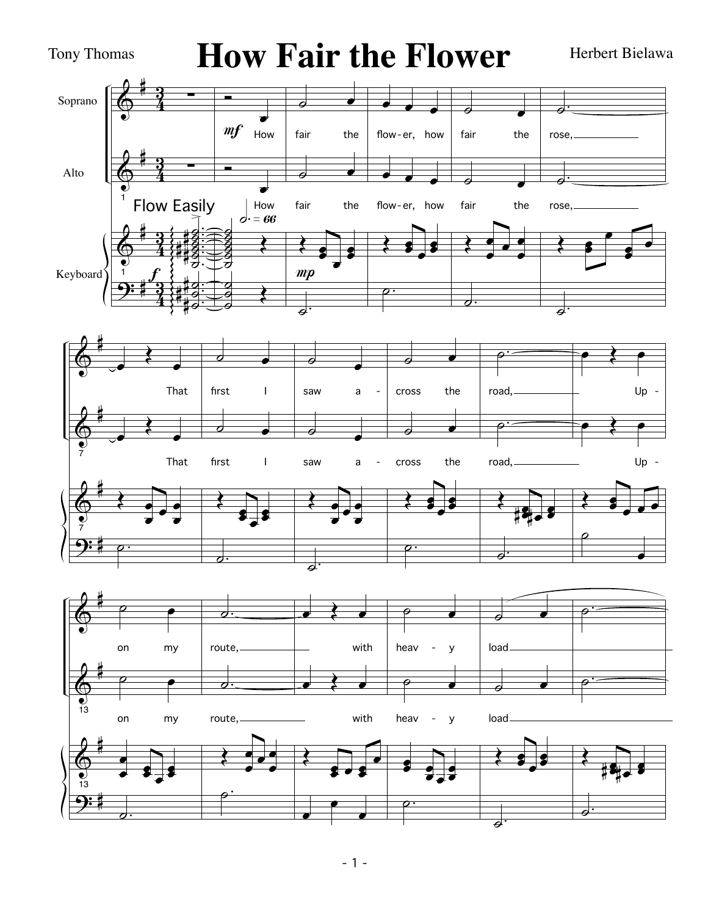# How Fair the Flower

Tony Thomas

Herbert Bielawa

Soprano

Alto

Keyboard

Flow Easily

*mf*

How fair the flow - er, how fair the rose, That first I saw a - cross the road, Up - on my route, with heav - y load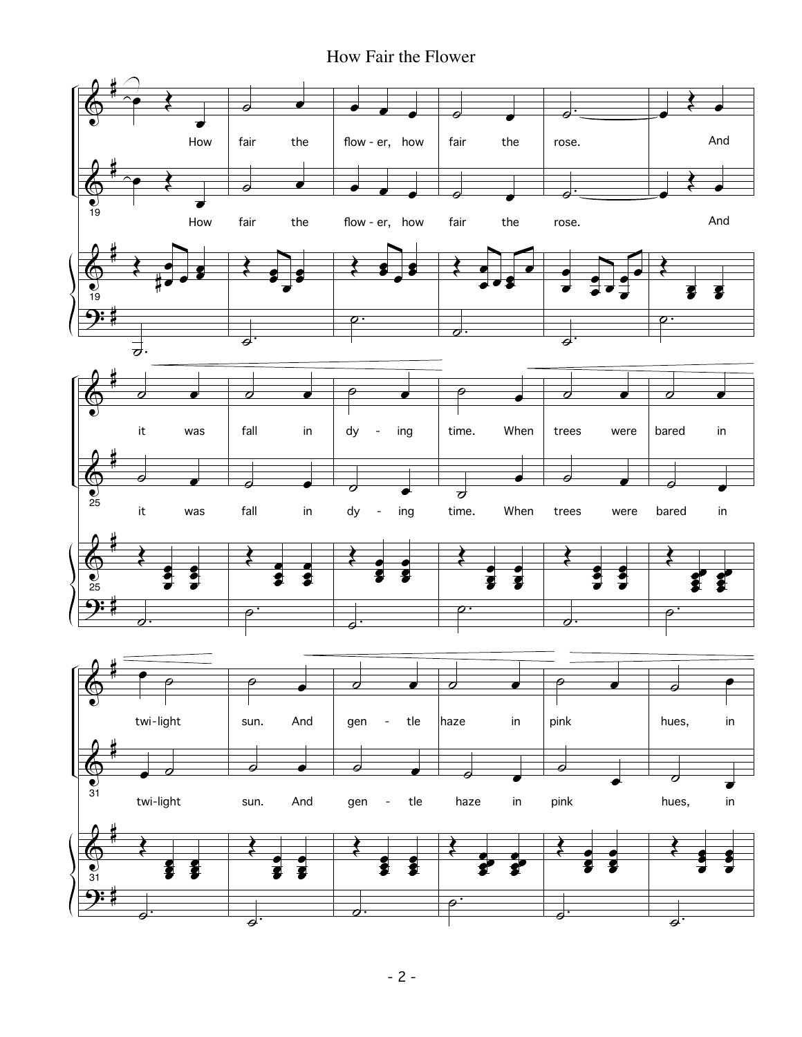# How Fair the Flower

How fair the flower, how fair the rose. And it was fall in dying time. When trees were bared in twi-light sun. And gentle haze in pink hues, in

How fair the flower, how fair the rose. And it was fall in dying time. When trees were bared in twi-light sun. And gentle haze in pink hues, in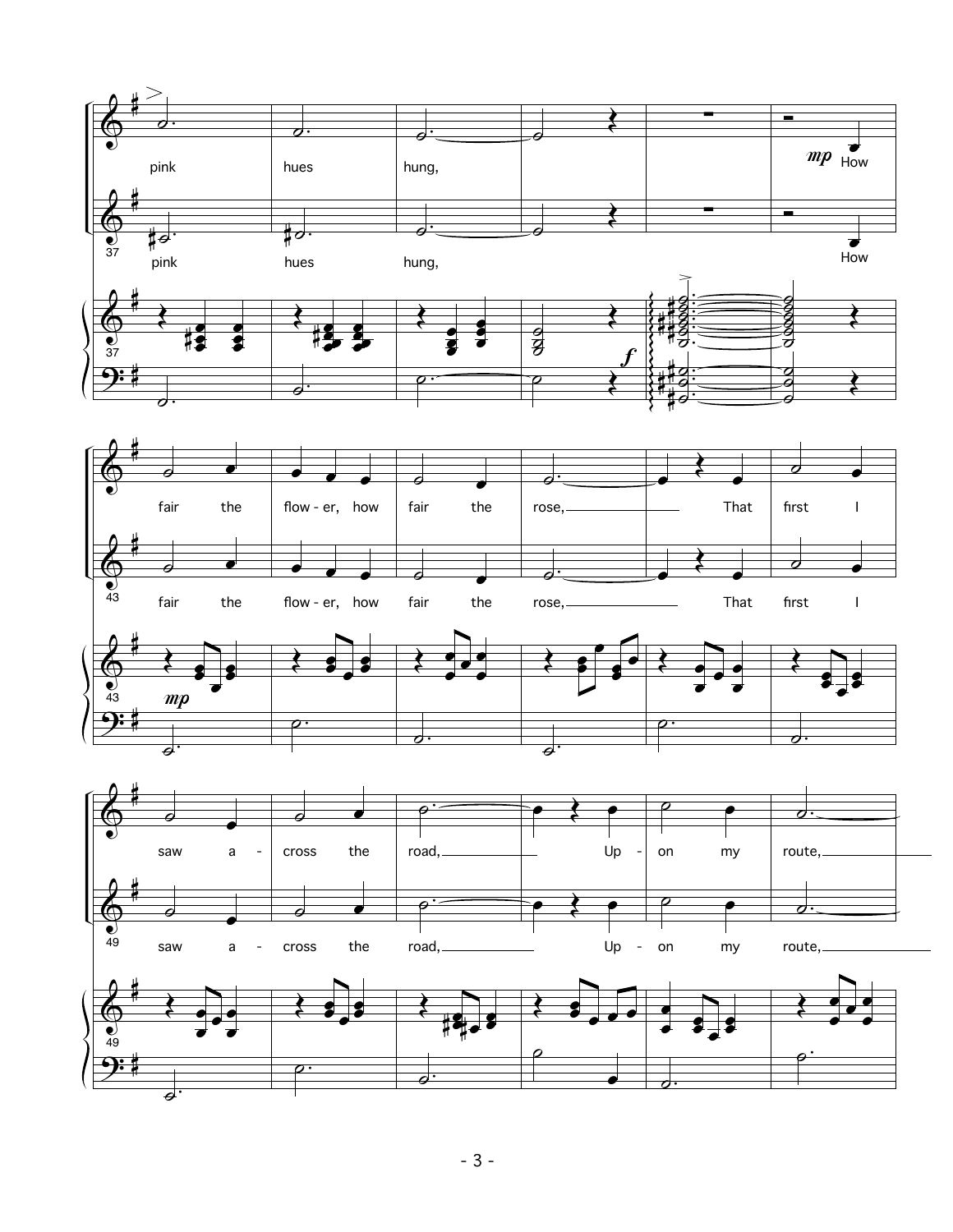pink hues hung,

*mp* How fair the flow - er, how fair the rose, That first I saw a - cross the road, Up - on my route,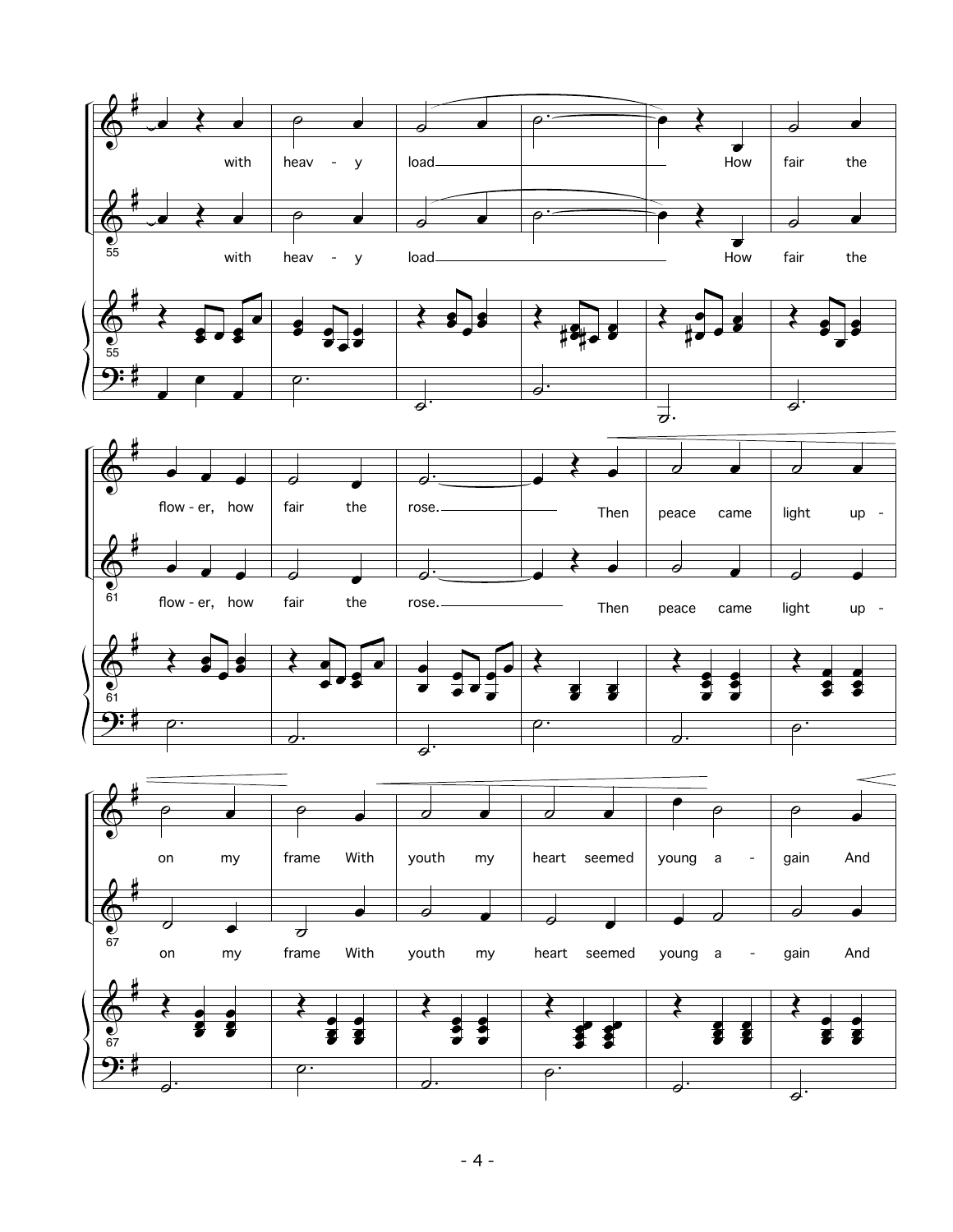with heav - y load How fair the

flow - er, how fair the rose. Then peace came light up -

on my frame With youth my heart seemed young a - gain And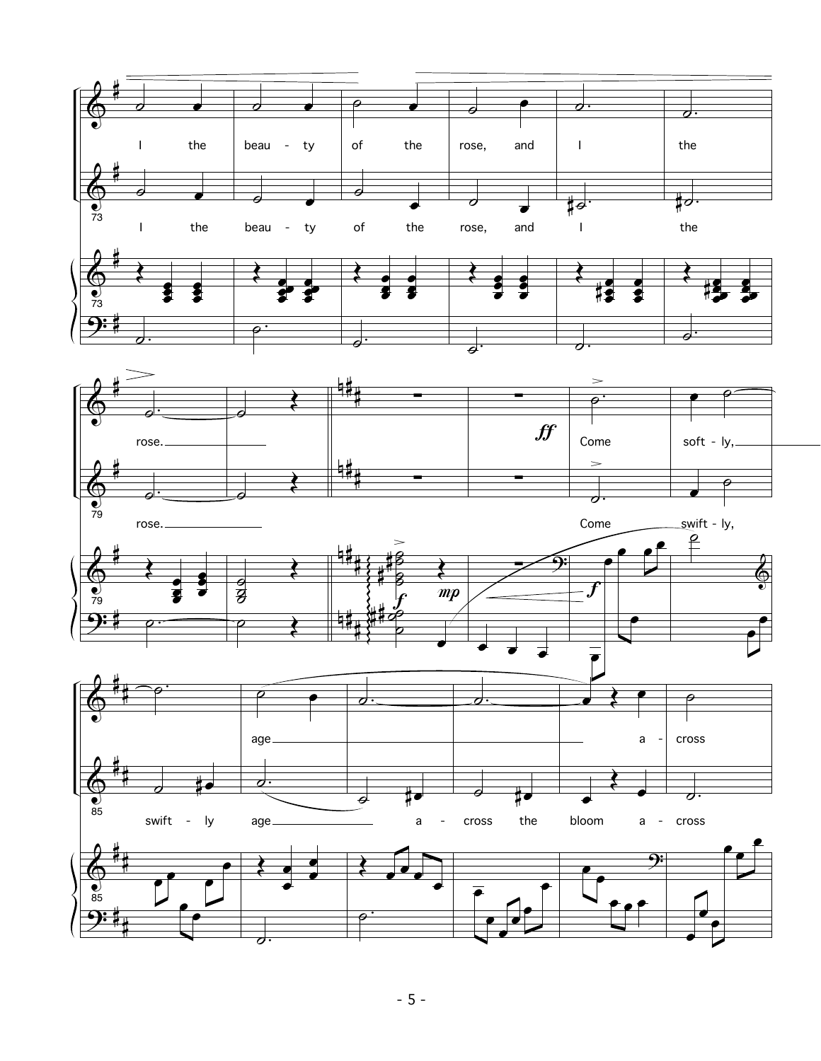I the beau - ty of the rose, and I the rose.

I the beau - ty of the rose, and I the rose.

*ff*

Come soft - ly, age a - cross

Come swift - ly, swift - ly age a - cross the bloom a - cross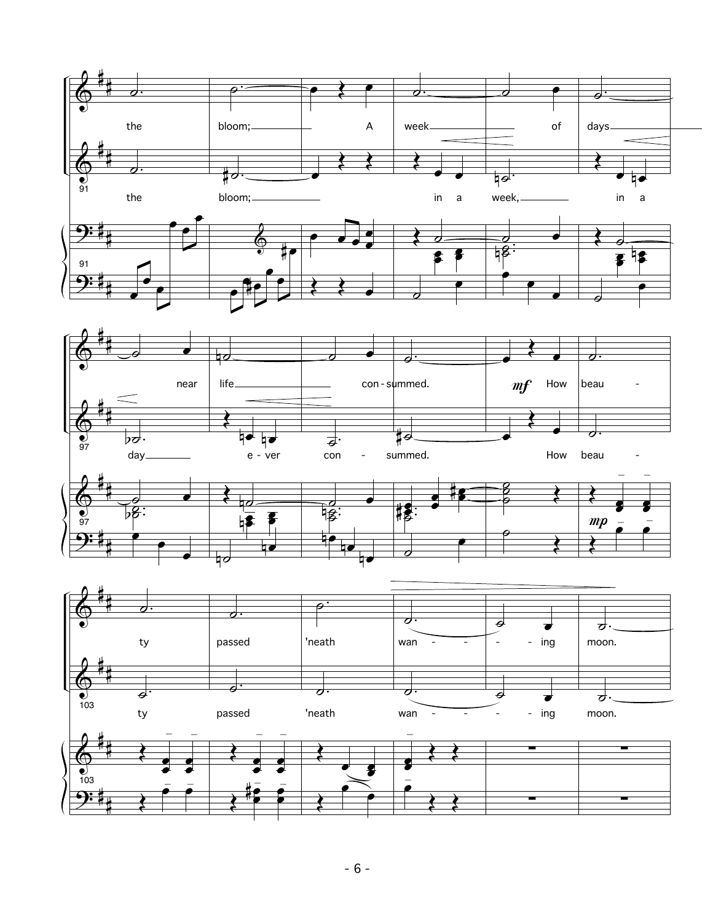the bloom; A week of days near life con - summed. *mf* How beau - ty passed 'neath wan - ing moon.

the bloom; in a week, in a day e - ver con - summed. How beau - ty passed 'neath wan - ing moon.

*mp*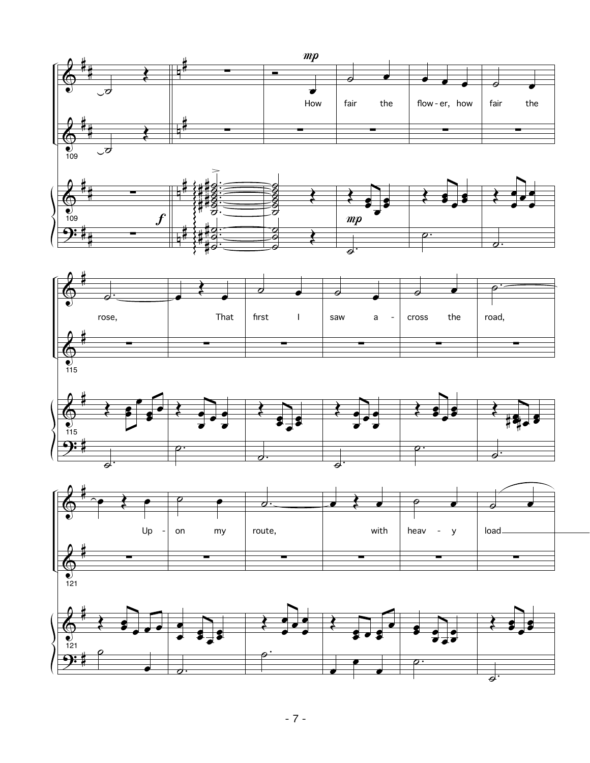*mp*

How fair the flow - er, how fair the

rose, That first I saw a - cross the road,

Up - on my route, with heav - y load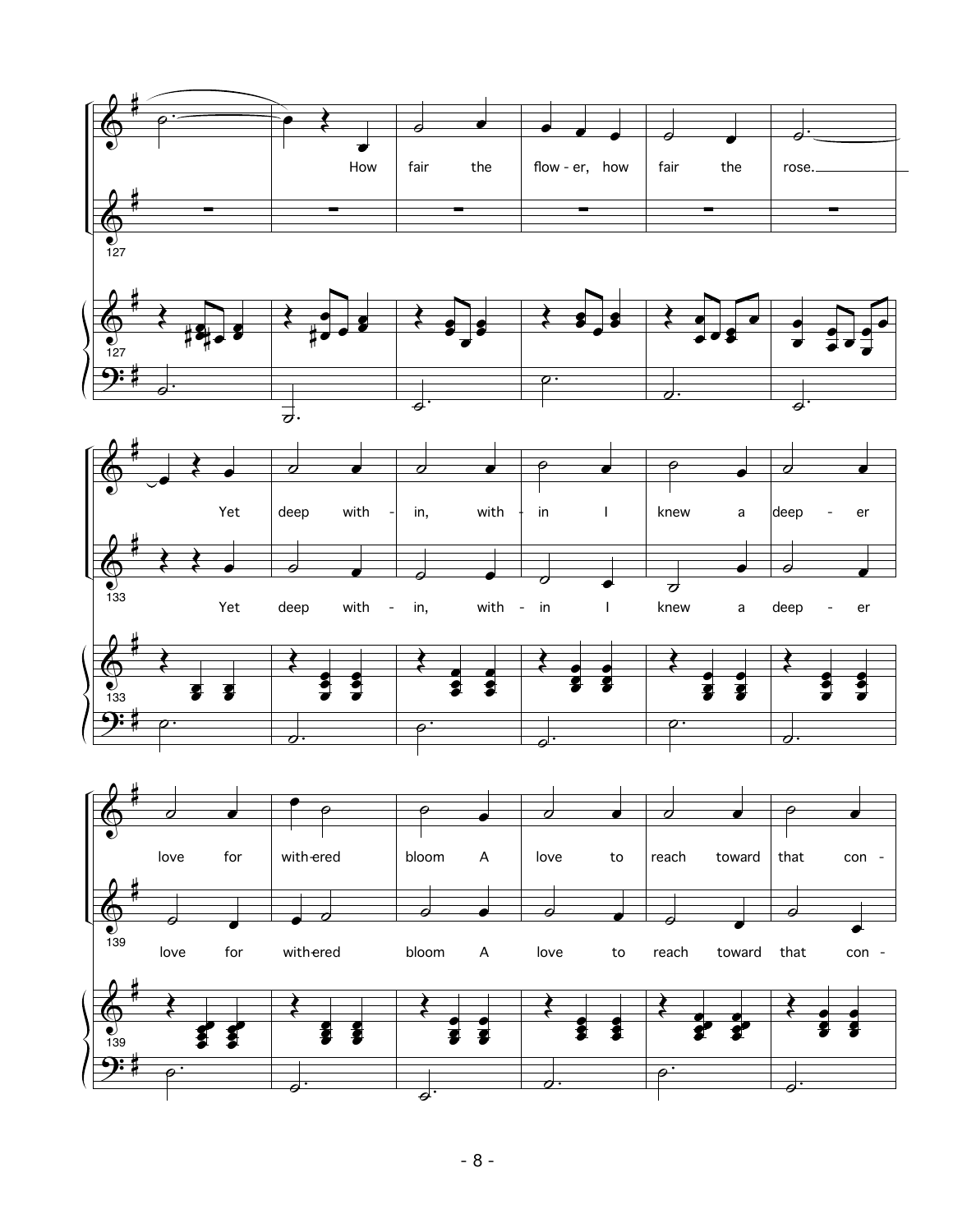How fair the flow - er, how fair the rose.

Yet deep with - in, with - in I knew a deep - er

Yet deep with - in, with - in I knew a deep - er

love for with-ered bloom A love to reach toward that con -

love for with-ered bloom A love to reach toward that con -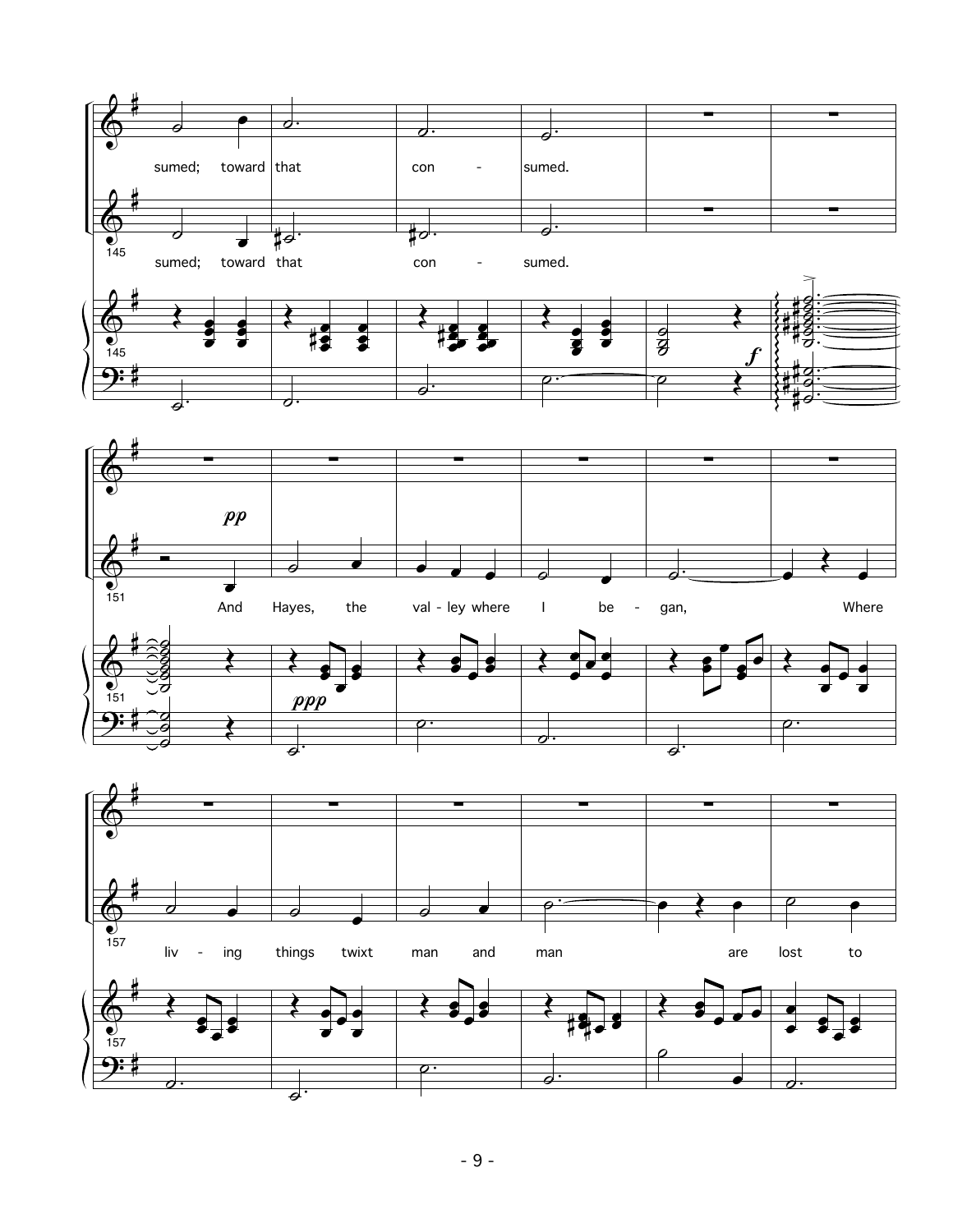sumed; toward that con - sumed.

sumed; toward that con - sumed.

And Hayes, the val - ley where I be - gan, Where

liv - ing things twixt man and man are lost to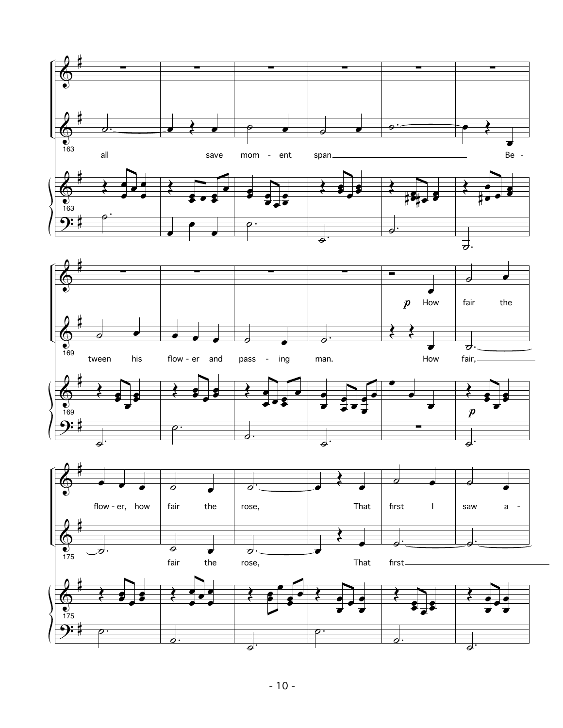163

all save mom - ent span Be -

169

*p* How fair the

tween his flow - er and pass - ing man. How fair,

175

flow - er, how fair the rose, That first I saw a -

fair the rose, That first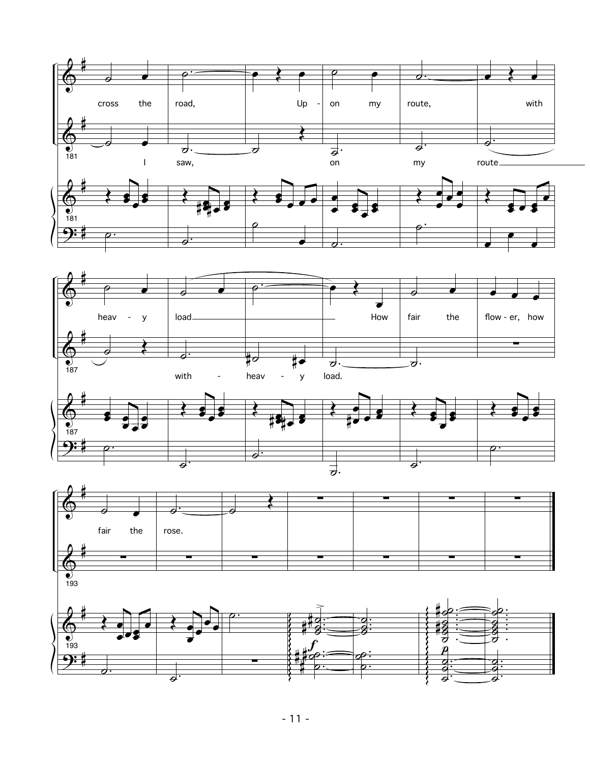cross the road, Up - on my route, with

I saw, on my route

heav - y load How fair the flow - er, how

with - heav - y load.

fair the rose.